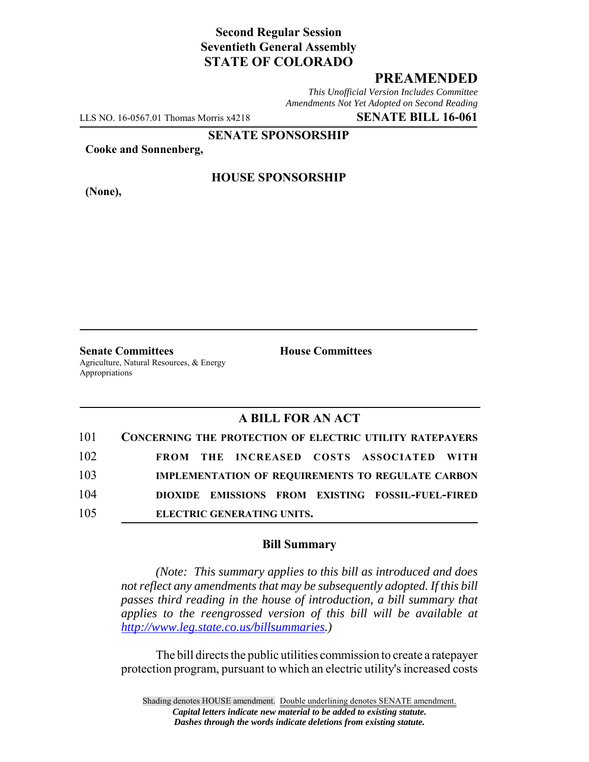**Second Regular Session**
**Seventieth General Assembly**
**STATE OF COLORADO**

# PREAMENDED

*This Unofficial Version Includes Committee Amendments Not Yet Adopted on Second Reading*

LLS NO. 16-0567.01 Thomas Morris x4218 **SENATE BILL 16-061**

**SENATE SPONSORSHIP**

**Cooke and Sonnenberg,**

**HOUSE SPONSORSHIP**

**(None),**

**Senate Committees**
Agriculture, Natural Resources, & Energy
Appropriations

**House Committees**

## A BILL FOR AN ACT

101 **CONCERNING THE PROTECTION OF ELECTRIC UTILITY RATEPAYERS**
102 **FROM THE INCREASED COSTS ASSOCIATED WITH**
103 **IMPLEMENTATION OF REQUIREMENTS TO REGULATE CARBON**
104 **DIOXIDE EMISSIONS FROM EXISTING FOSSIL-FUEL-FIRED**
105 **ELECTRIC GENERATING UNITS.**

### Bill Summary

*(Note: This summary applies to this bill as introduced and does not reflect any amendments that may be subsequently adopted. If this bill passes third reading in the house of introduction, a bill summary that applies to the reengrossed version of this bill will be available at http://www.leg.state.co.us/billsummaries.)*

The bill directs the public utilities commission to create a ratepayer protection program, pursuant to which an electric utility's increased costs

Shading denotes HOUSE amendment. Double underlining denotes SENATE amendment.
*Capital letters indicate new material to be added to existing statute.*
*Dashes through the words indicate deletions from existing statute.*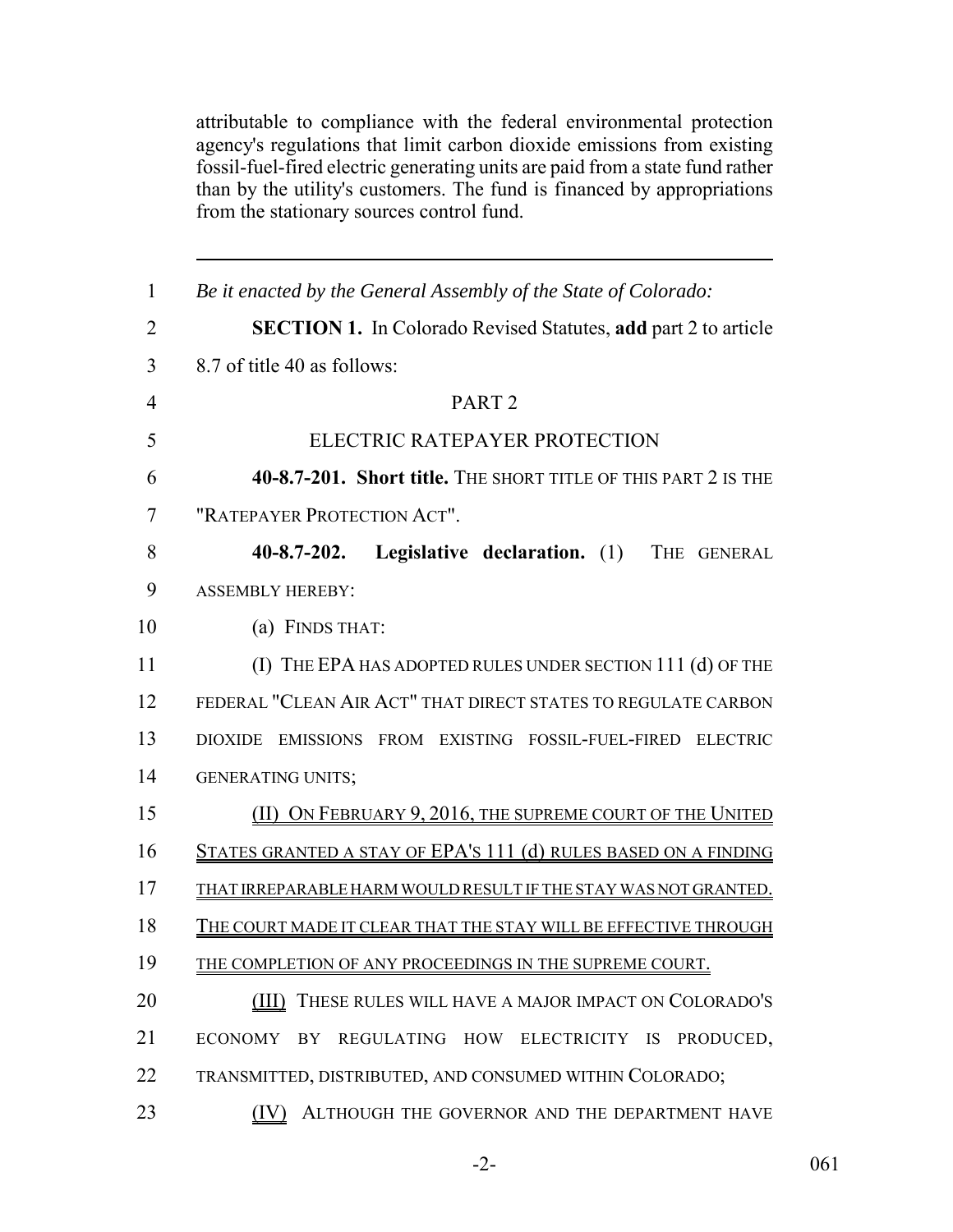attributable to compliance with the federal environmental protection agency's regulations that limit carbon dioxide emissions from existing fossil-fuel-fired electric generating units are paid from a state fund rather than by the utility's customers. The fund is financed by appropriations from the stationary sources control fund.

---

*Be it enacted by the General Assembly of the State of Colorado:*

**SECTION 1.** In Colorado Revised Statutes, **add** part 2 to article 8.7 of title 40 as follows:

PART 2

ELECTRIC RATEPAYER PROTECTION

**40-8.7-201. Short title.** THE SHORT TITLE OF THIS PART 2 IS THE "RATEPAYER PROTECTION ACT".

**40-8.7-202. Legislative declaration.** (1) THE GENERAL ASSEMBLY HEREBY:

(a) FINDS THAT:

(I) THE EPA HAS ADOPTED RULES UNDER SECTION 111 (d) OF THE FEDERAL "CLEAN AIR ACT" THAT DIRECT STATES TO REGULATE CARBON DIOXIDE EMISSIONS FROM EXISTING FOSSIL-FUEL-FIRED ELECTRIC GENERATING UNITS;

(II) ON FEBRUARY 9, 2016, THE SUPREME COURT OF THE UNITED STATES GRANTED A STAY OF EPA'S 111 (d) RULES BASED ON A FINDING THAT IRREPARABLE HARM WOULD RESULT IF THE STAY WAS NOT GRANTED. THE COURT MADE IT CLEAR THAT THE STAY WILL BE EFFECTIVE THROUGH THE COMPLETION OF ANY PROCEEDINGS IN THE SUPREME COURT.

(III) THESE RULES WILL HAVE A MAJOR IMPACT ON COLORADO'S ECONOMY BY REGULATING HOW ELECTRICITY IS PRODUCED, TRANSMITTED, DISTRIBUTED, AND CONSUMED WITHIN COLORADO;

(IV) ALTHOUGH THE GOVERNOR AND THE DEPARTMENT HAVE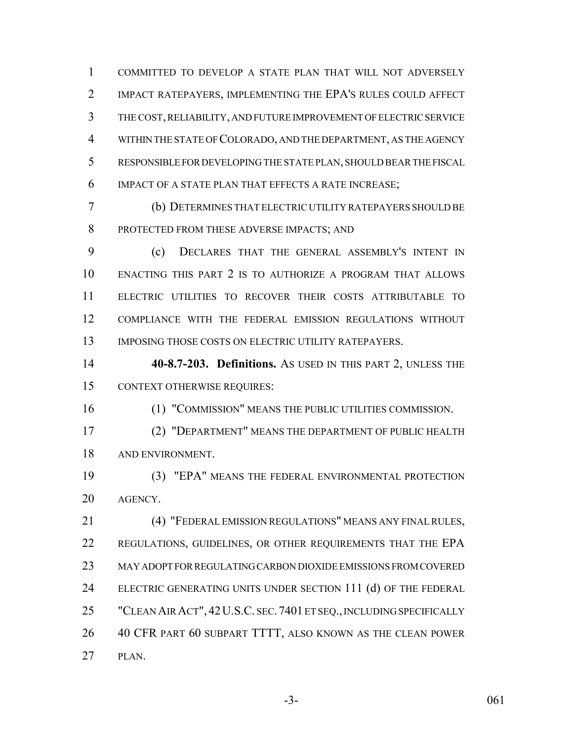COMMITTED TO DEVELOP A STATE PLAN THAT WILL NOT ADVERSELY IMPACT RATEPAYERS, IMPLEMENTING THE EPA'S RULES COULD AFFECT THE COST, RELIABILITY, AND FUTURE IMPROVEMENT OF ELECTRIC SERVICE WITHIN THE STATE OF COLORADO, AND THE DEPARTMENT, AS THE AGENCY RESPONSIBLE FOR DEVELOPING THE STATE PLAN, SHOULD BEAR THE FISCAL IMPACT OF A STATE PLAN THAT EFFECTS A RATE INCREASE;

(b) DETERMINES THAT ELECTRIC UTILITY RATEPAYERS SHOULD BE PROTECTED FROM THESE ADVERSE IMPACTS; AND

(c) DECLARES THAT THE GENERAL ASSEMBLY'S INTENT IN ENACTING THIS PART 2 IS TO AUTHORIZE A PROGRAM THAT ALLOWS ELECTRIC UTILITIES TO RECOVER THEIR COSTS ATTRIBUTABLE TO COMPLIANCE WITH THE FEDERAL EMISSION REGULATIONS WITHOUT IMPOSING THOSE COSTS ON ELECTRIC UTILITY RATEPAYERS.

**40-8.7-203. Definitions.** AS USED IN THIS PART 2, UNLESS THE CONTEXT OTHERWISE REQUIRES:

(1) "COMMISSION" MEANS THE PUBLIC UTILITIES COMMISSION.

(2) "DEPARTMENT" MEANS THE DEPARTMENT OF PUBLIC HEALTH AND ENVIRONMENT.

(3) "EPA" MEANS THE FEDERAL ENVIRONMENTAL PROTECTION AGENCY.

(4) "FEDERAL EMISSION REGULATIONS" MEANS ANY FINAL RULES, REGULATIONS, GUIDELINES, OR OTHER REQUIREMENTS THAT THE EPA MAY ADOPT FOR REGULATING CARBON DIOXIDE EMISSIONS FROM COVERED ELECTRIC GENERATING UNITS UNDER SECTION 111 (d) OF THE FEDERAL "CLEAN AIR ACT", 42 U.S.C. SEC. 7401 ET SEQ., INCLUDING SPECIFICALLY 40 CFR PART 60 SUBPART TTTT, ALSO KNOWN AS THE CLEAN POWER PLAN.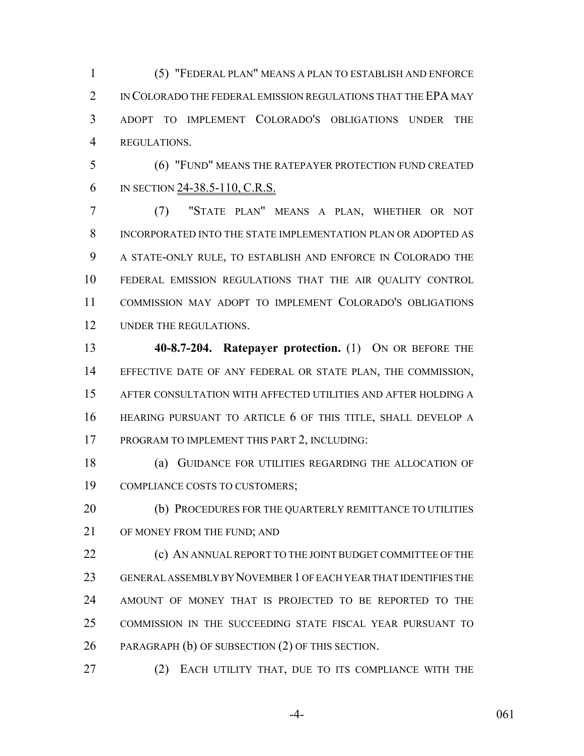(5) "FEDERAL PLAN" MEANS A PLAN TO ESTABLISH AND ENFORCE IN COLORADO THE FEDERAL EMISSION REGULATIONS THAT THE EPA MAY ADOPT TO IMPLEMENT COLORADO'S OBLIGATIONS UNDER THE REGULATIONS.

(6) "FUND" MEANS THE RATEPAYER PROTECTION FUND CREATED IN SECTION 24-38.5-110, C.R.S.

(7) "STATE PLAN" MEANS A PLAN, WHETHER OR NOT INCORPORATED INTO THE STATE IMPLEMENTATION PLAN OR ADOPTED AS A STATE-ONLY RULE, TO ESTABLISH AND ENFORCE IN COLORADO THE FEDERAL EMISSION REGULATIONS THAT THE AIR QUALITY CONTROL COMMISSION MAY ADOPT TO IMPLEMENT COLORADO'S OBLIGATIONS UNDER THE REGULATIONS.

**40-8.7-204. Ratepayer protection.** (1) ON OR BEFORE THE EFFECTIVE DATE OF ANY FEDERAL OR STATE PLAN, THE COMMISSION, AFTER CONSULTATION WITH AFFECTED UTILITIES AND AFTER HOLDING A HEARING PURSUANT TO ARTICLE 6 OF THIS TITLE, SHALL DEVELOP A PROGRAM TO IMPLEMENT THIS PART 2, INCLUDING:

(a) GUIDANCE FOR UTILITIES REGARDING THE ALLOCATION OF COMPLIANCE COSTS TO CUSTOMERS;

(b) PROCEDURES FOR THE QUARTERLY REMITTANCE TO UTILITIES OF MONEY FROM THE FUND; AND

(c) AN ANNUAL REPORT TO THE JOINT BUDGET COMMITTEE OF THE GENERAL ASSEMBLY BY NOVEMBER 1 OF EACH YEAR THAT IDENTIFIES THE AMOUNT OF MONEY THAT IS PROJECTED TO BE REPORTED TO THE COMMISSION IN THE SUCCEEDING STATE FISCAL YEAR PURSUANT TO PARAGRAPH (b) OF SUBSECTION (2) OF THIS SECTION.

(2) EACH UTILITY THAT, DUE TO ITS COMPLIANCE WITH THE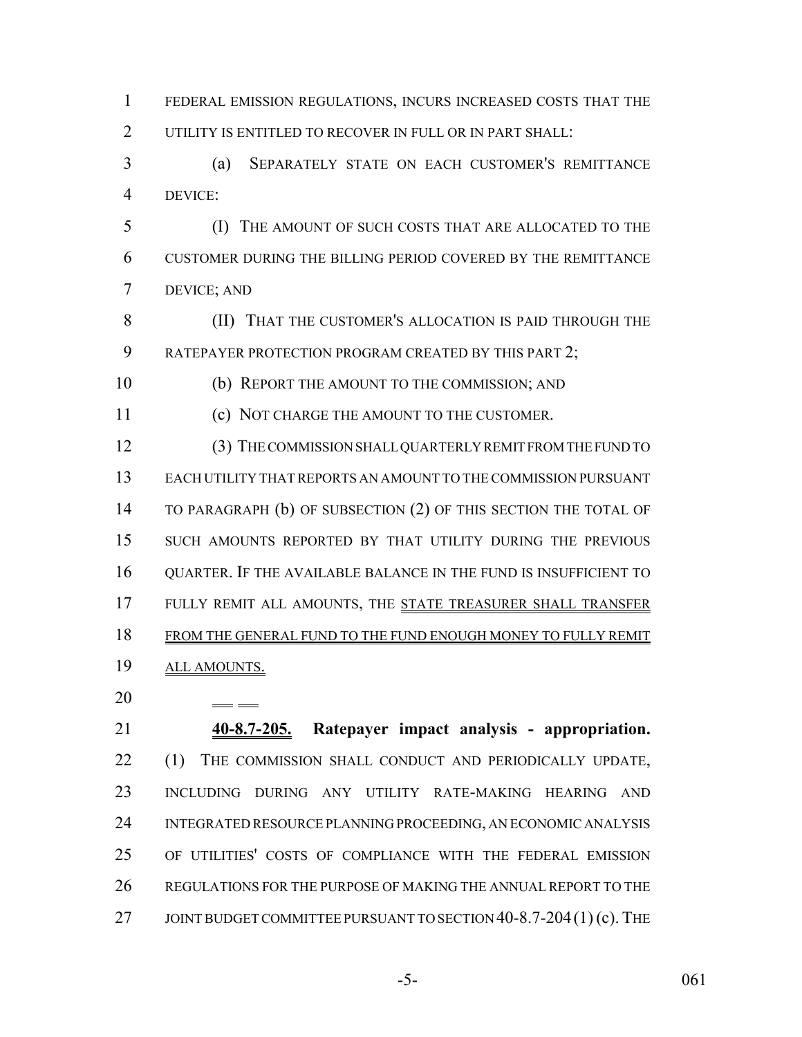FEDERAL EMISSION REGULATIONS, INCURS INCREASED COSTS THAT THE UTILITY IS ENTITLED TO RECOVER IN FULL OR IN PART SHALL:

(a) SEPARATELY STATE ON EACH CUSTOMER'S REMITTANCE DEVICE:

(I) THE AMOUNT OF SUCH COSTS THAT ARE ALLOCATED TO THE CUSTOMER DURING THE BILLING PERIOD COVERED BY THE REMITTANCE DEVICE; AND

(II) THAT THE CUSTOMER'S ALLOCATION IS PAID THROUGH THE RATEPAYER PROTECTION PROGRAM CREATED BY THIS PART 2;

(b) REPORT THE AMOUNT TO THE COMMISSION; AND

(c) NOT CHARGE THE AMOUNT TO THE CUSTOMER.

(3) THE COMMISSION SHALL QUARTERLY REMIT FROM THE FUND TO EACH UTILITY THAT REPORTS AN AMOUNT TO THE COMMISSION PURSUANT TO PARAGRAPH (b) OF SUBSECTION (2) OF THIS SECTION THE TOTAL OF SUCH AMOUNTS REPORTED BY THAT UTILITY DURING THE PREVIOUS QUARTER. IF THE AVAILABLE BALANCE IN THE FUND IS INSUFFICIENT TO FULLY REMIT ALL AMOUNTS, THE STATE TREASURER SHALL TRANSFER FROM THE GENERAL FUND TO THE FUND ENOUGH MONEY TO FULLY REMIT ALL AMOUNTS.

**40-8.7-205. Ratepayer impact analysis - appropriation.** (1) THE COMMISSION SHALL CONDUCT AND PERIODICALLY UPDATE, INCLUDING DURING ANY UTILITY RATE-MAKING HEARING AND INTEGRATED RESOURCE PLANNING PROCEEDING, AN ECONOMIC ANALYSIS OF UTILITIES' COSTS OF COMPLIANCE WITH THE FEDERAL EMISSION REGULATIONS FOR THE PURPOSE OF MAKING THE ANNUAL REPORT TO THE JOINT BUDGET COMMITTEE PURSUANT TO SECTION 40-8.7-204 (1) (c). THE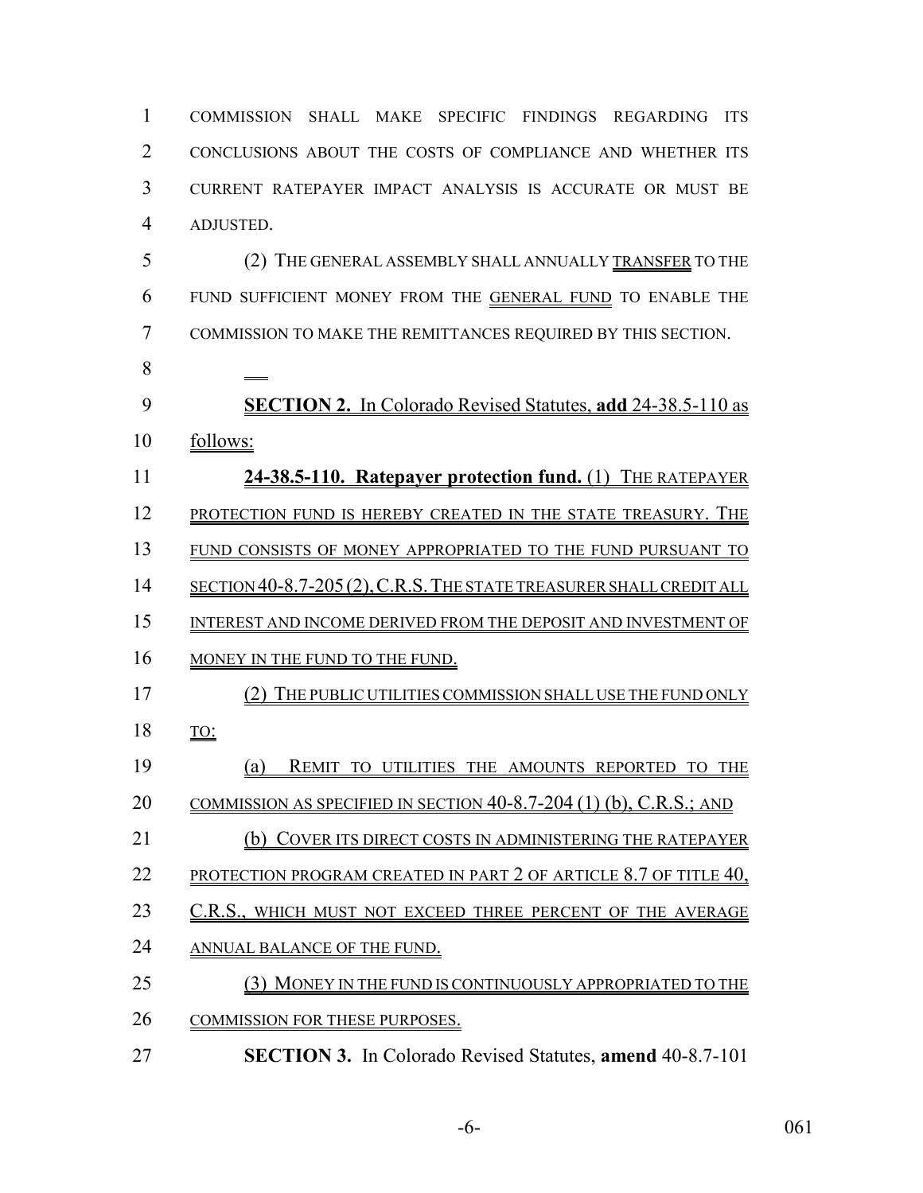COMMISSION SHALL MAKE SPECIFIC FINDINGS REGARDING ITS CONCLUSIONS ABOUT THE COSTS OF COMPLIANCE AND WHETHER ITS CURRENT RATEPAYER IMPACT ANALYSIS IS ACCURATE OR MUST BE ADJUSTED.

(2) THE GENERAL ASSEMBLY SHALL ANNUALLY TRANSFER TO THE FUND SUFFICIENT MONEY FROM THE GENERAL FUND TO ENABLE THE COMMISSION TO MAKE THE REMITTANCES REQUIRED BY THIS SECTION.

**SECTION 2.** In Colorado Revised Statutes, **add** 24-38.5-110 as follows:

**24-38.5-110. Ratepayer protection fund.** (1) THE RATEPAYER PROTECTION FUND IS HEREBY CREATED IN THE STATE TREASURY. THE FUND CONSISTS OF MONEY APPROPRIATED TO THE FUND PURSUANT TO SECTION 40-8.7-205 (2), C.R.S. THE STATE TREASURER SHALL CREDIT ALL INTEREST AND INCOME DERIVED FROM THE DEPOSIT AND INVESTMENT OF MONEY IN THE FUND TO THE FUND.

(2) THE PUBLIC UTILITIES COMMISSION SHALL USE THE FUND ONLY TO:

(a) REMIT TO UTILITIES THE AMOUNTS REPORTED TO THE COMMISSION AS SPECIFIED IN SECTION 40-8.7-204 (1) (b), C.R.S.; AND

(b) COVER ITS DIRECT COSTS IN ADMINISTERING THE RATEPAYER PROTECTION PROGRAM CREATED IN PART 2 OF ARTICLE 8.7 OF TITLE 40, C.R.S., WHICH MUST NOT EXCEED THREE PERCENT OF THE AVERAGE ANNUAL BALANCE OF THE FUND.

(3) MONEY IN THE FUND IS CONTINUOUSLY APPROPRIATED TO THE COMMISSION FOR THESE PURPOSES.

**SECTION 3.** In Colorado Revised Statutes, **amend** 40-8.7-101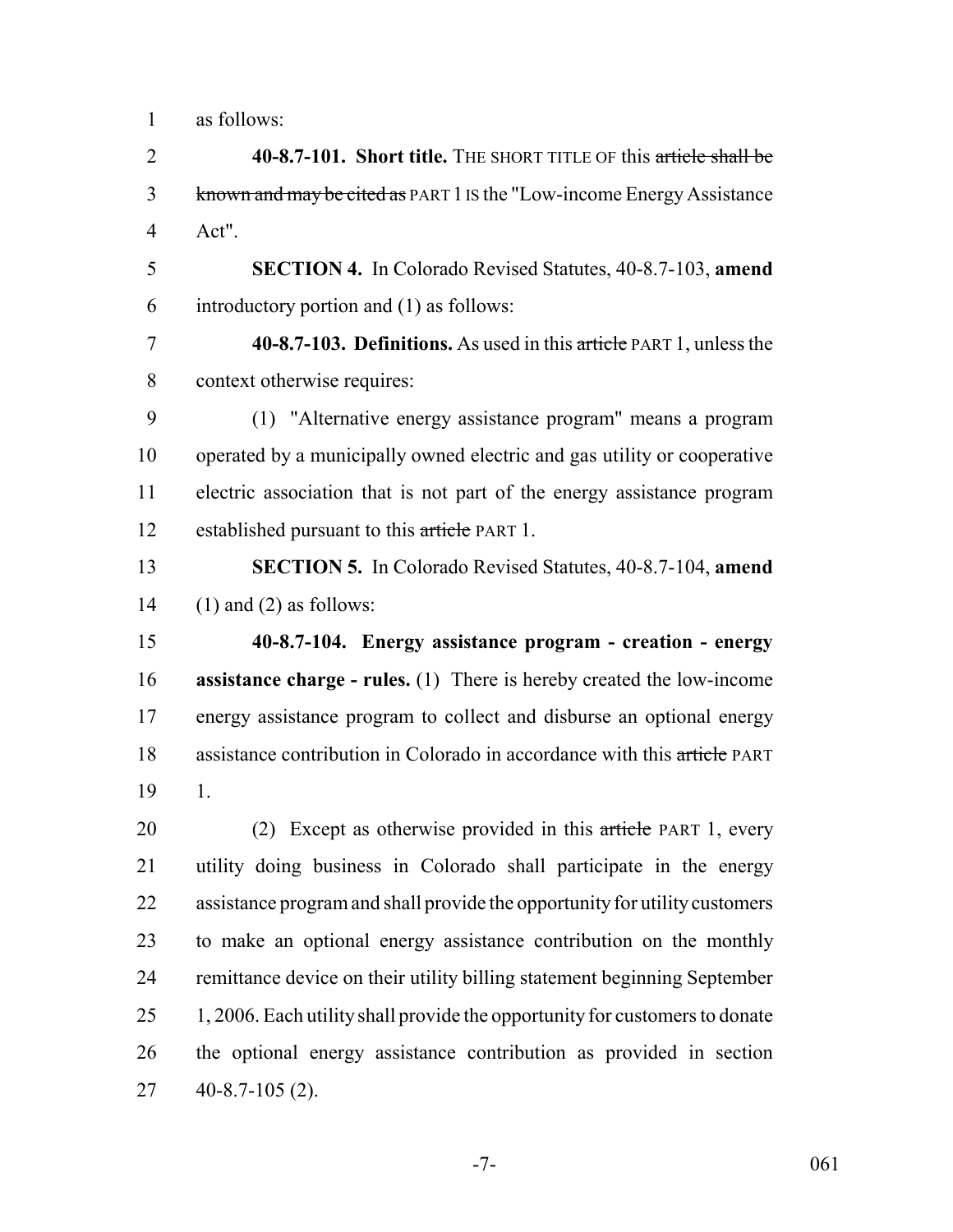as follows:

**40-8.7-101. Short title.** THE SHORT TITLE OF this ~~article shall be known and may be cited as~~ PART 1 IS the "Low-income Energy Assistance Act".

**SECTION 4.** In Colorado Revised Statutes, 40-8.7-103, **amend** introductory portion and (1) as follows:

**40-8.7-103. Definitions.** As used in this ~~article~~ PART 1, unless the context otherwise requires:

(1) "Alternative energy assistance program" means a program operated by a municipally owned electric and gas utility or cooperative electric association that is not part of the energy assistance program established pursuant to this ~~article~~ PART 1.

**SECTION 5.** In Colorado Revised Statutes, 40-8.7-104, **amend** (1) and (2) as follows:

**40-8.7-104. Energy assistance program - creation - energy assistance charge - rules.** (1) There is hereby created the low-income energy assistance program to collect and disburse an optional energy assistance contribution in Colorado in accordance with this ~~article~~ PART 1.

(2) Except as otherwise provided in this ~~article~~ PART 1, every utility doing business in Colorado shall participate in the energy assistance program and shall provide the opportunity for utility customers to make an optional energy assistance contribution on the monthly remittance device on their utility billing statement beginning September 1, 2006. Each utility shall provide the opportunity for customers to donate the optional energy assistance contribution as provided in section 40-8.7-105 (2).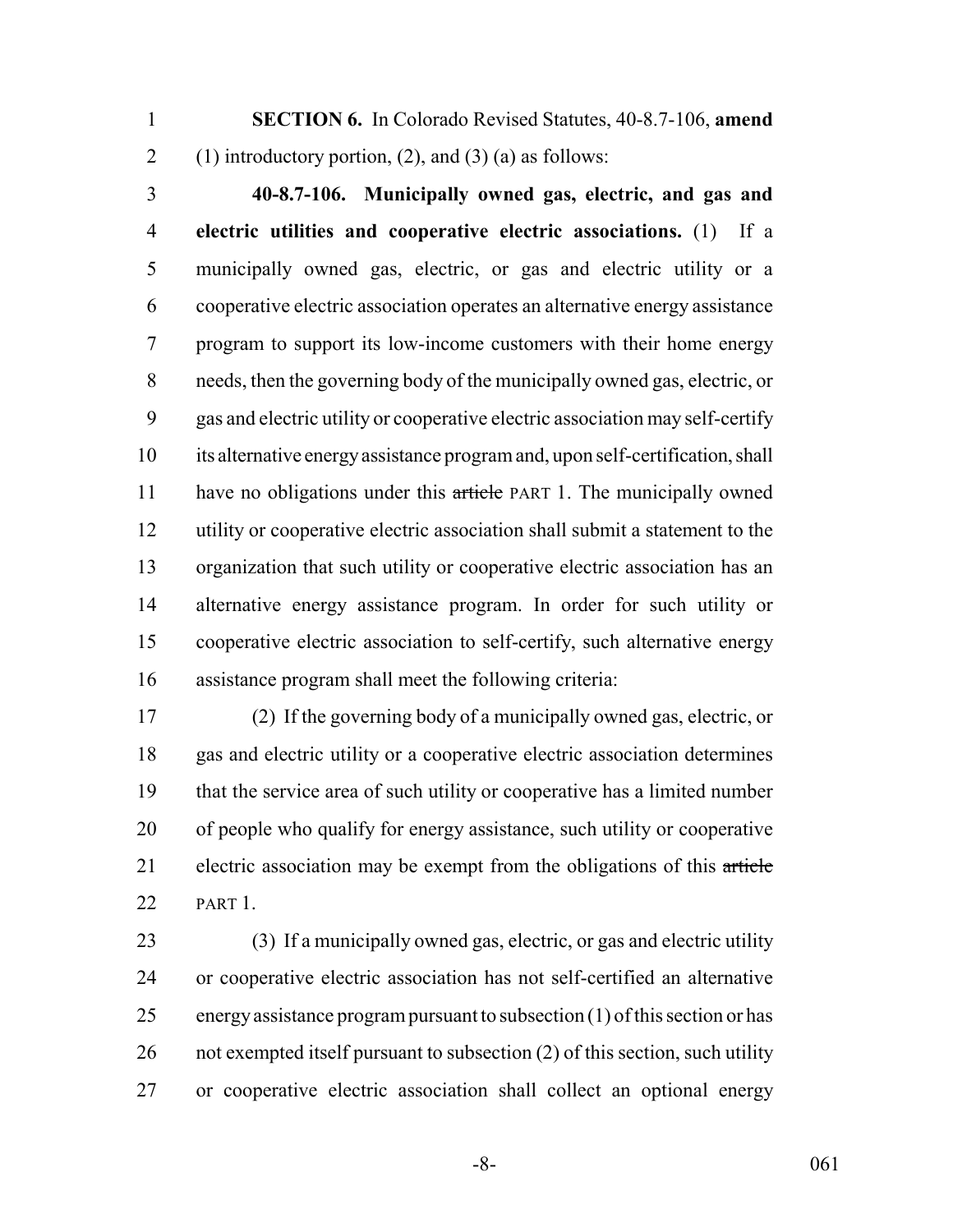**SECTION 6.** In Colorado Revised Statutes, 40-8.7-106, **amend** (1) introductory portion, (2), and (3) (a) as follows:

**40-8.7-106. Municipally owned gas, electric, and gas and electric utilities and cooperative electric associations.** (1) If a municipally owned gas, electric, or gas and electric utility or a cooperative electric association operates an alternative energy assistance program to support its low-income customers with their home energy needs, then the governing body of the municipally owned gas, electric, or gas and electric utility or cooperative electric association may self-certify its alternative energy assistance program and, upon self-certification, shall have no obligations under this ~~article~~ PART 1. The municipally owned utility or cooperative electric association shall submit a statement to the organization that such utility or cooperative electric association has an alternative energy assistance program. In order for such utility or cooperative electric association to self-certify, such alternative energy assistance program shall meet the following criteria:

(2) If the governing body of a municipally owned gas, electric, or gas and electric utility or a cooperative electric association determines that the service area of such utility or cooperative has a limited number of people who qualify for energy assistance, such utility or cooperative electric association may be exempt from the obligations of this ~~article~~ PART 1.

(3) If a municipally owned gas, electric, or gas and electric utility or cooperative electric association has not self-certified an alternative energy assistance program pursuant to subsection (1) of this section or has not exempted itself pursuant to subsection (2) of this section, such utility or cooperative electric association shall collect an optional energy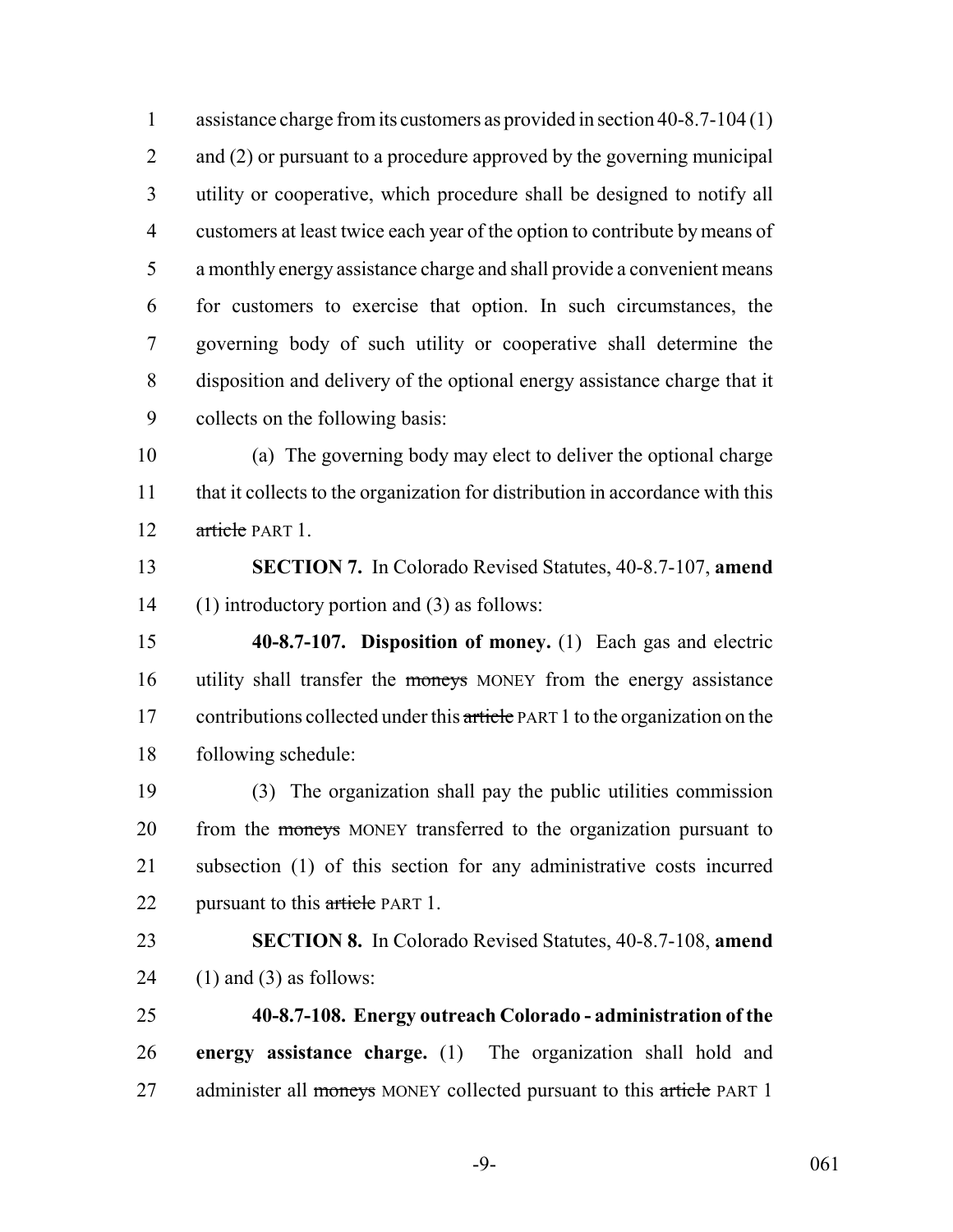assistance charge from its customers as provided in section 40-8.7-104 (1) and (2) or pursuant to a procedure approved by the governing municipal utility or cooperative, which procedure shall be designed to notify all customers at least twice each year of the option to contribute by means of a monthly energy assistance charge and shall provide a convenient means for customers to exercise that option. In such circumstances, the governing body of such utility or cooperative shall determine the disposition and delivery of the optional energy assistance charge that it collects on the following basis:

(a) The governing body may elect to deliver the optional charge that it collects to the organization for distribution in accordance with this ~~article~~ PART 1.

**SECTION 7.** In Colorado Revised Statutes, 40-8.7-107, **amend** (1) introductory portion and (3) as follows:

**40-8.7-107. Disposition of money.** (1) Each gas and electric utility shall transfer the ~~moneys~~ MONEY from the energy assistance contributions collected under this ~~article~~ PART 1 to the organization on the following schedule:

(3) The organization shall pay the public utilities commission from the ~~moneys~~ MONEY transferred to the organization pursuant to subsection (1) of this section for any administrative costs incurred pursuant to this ~~article~~ PART 1.

**SECTION 8.** In Colorado Revised Statutes, 40-8.7-108, **amend** (1) and (3) as follows:

**40-8.7-108. Energy outreach Colorado - administration of the energy assistance charge.** (1) The organization shall hold and administer all ~~moneys~~ MONEY collected pursuant to this ~~article~~ PART 1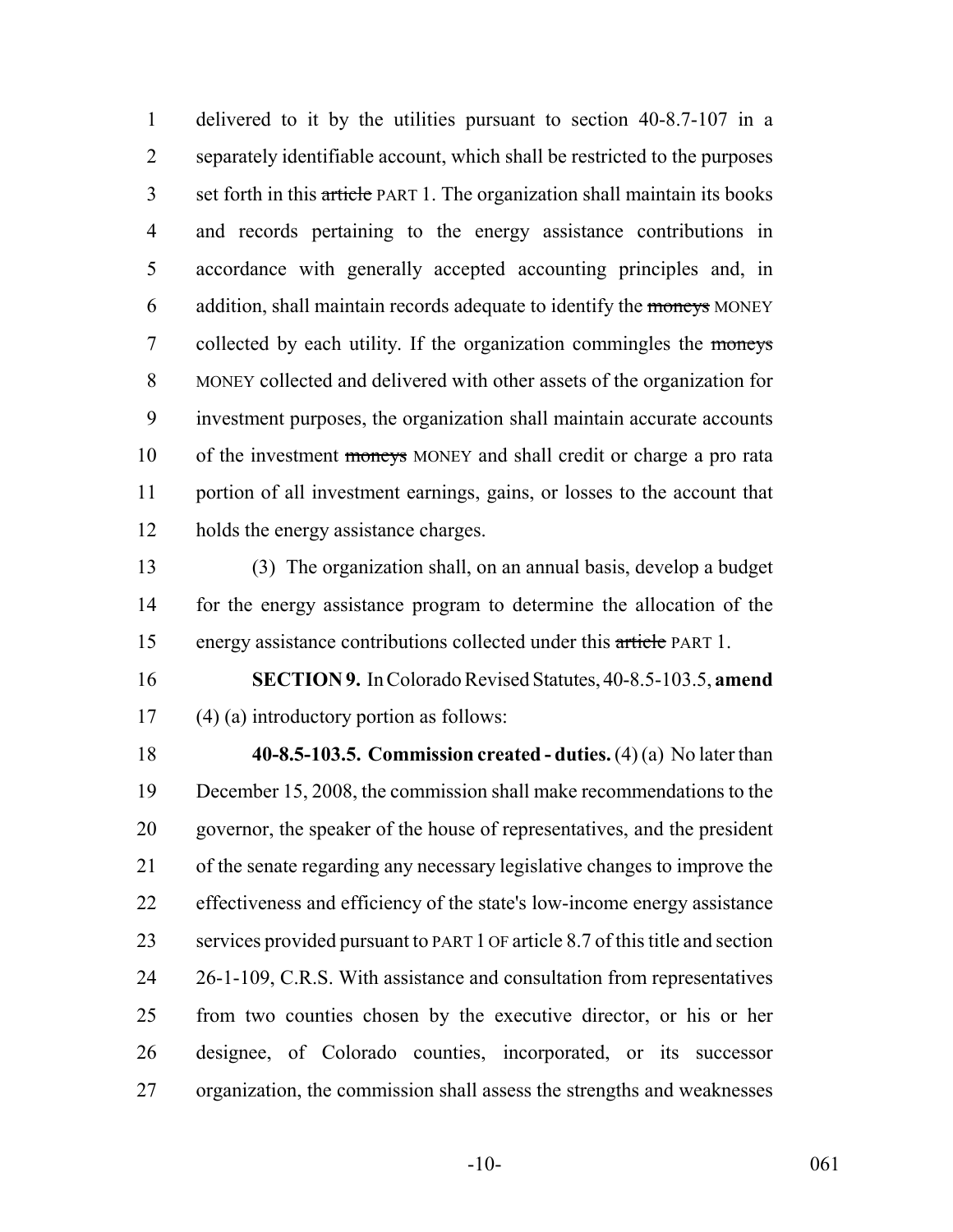delivered to it by the utilities pursuant to section 40-8.7-107 in a separately identifiable account, which shall be restricted to the purposes set forth in this ~~article~~ PART 1. The organization shall maintain its books and records pertaining to the energy assistance contributions in accordance with generally accepted accounting principles and, in addition, shall maintain records adequate to identify the ~~moneys~~ MONEY collected by each utility. If the organization commingles the ~~moneys~~ MONEY collected and delivered with other assets of the organization for investment purposes, the organization shall maintain accurate accounts of the investment ~~moneys~~ MONEY and shall credit or charge a pro rata portion of all investment earnings, gains, or losses to the account that holds the energy assistance charges.

(3) The organization shall, on an annual basis, develop a budget for the energy assistance program to determine the allocation of the energy assistance contributions collected under this ~~article~~ PART 1.

**SECTION 9.** In Colorado Revised Statutes, 40-8.5-103.5, **amend** (4) (a) introductory portion as follows:

**40-8.5-103.5. Commission created - duties.** (4) (a) No later than December 15, 2008, the commission shall make recommendations to the governor, the speaker of the house of representatives, and the president of the senate regarding any necessary legislative changes to improve the effectiveness and efficiency of the state's low-income energy assistance services provided pursuant to PART 1 OF article 8.7 of this title and section 26-1-109, C.R.S. With assistance and consultation from representatives from two counties chosen by the executive director, or his or her designee, of Colorado counties, incorporated, or its successor organization, the commission shall assess the strengths and weaknesses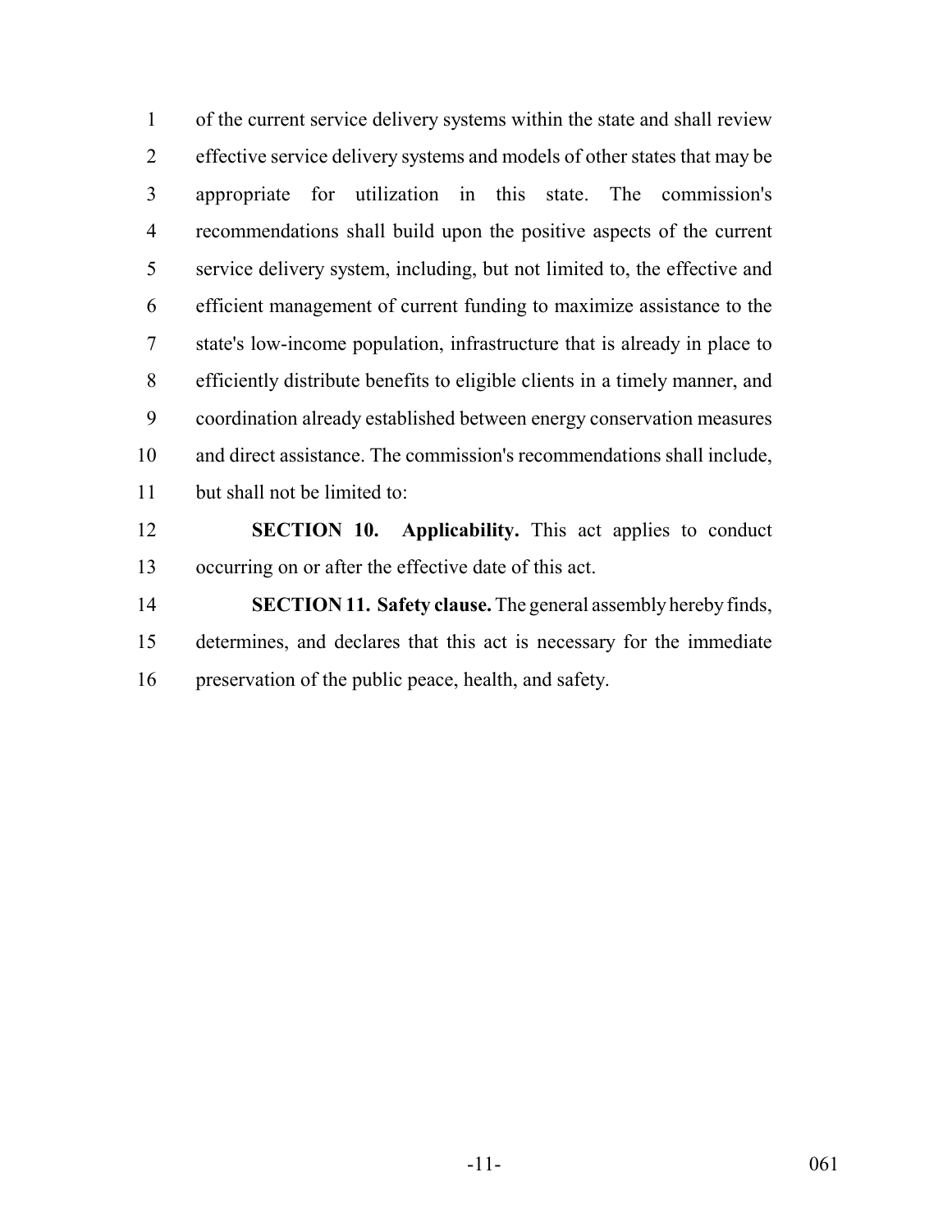of the current service delivery systems within the state and shall review effective service delivery systems and models of other states that may be appropriate for utilization in this state. The commission's recommendations shall build upon the positive aspects of the current service delivery system, including, but not limited to, the effective and efficient management of current funding to maximize assistance to the state's low-income population, infrastructure that is already in place to efficiently distribute benefits to eligible clients in a timely manner, and coordination already established between energy conservation measures and direct assistance. The commission's recommendations shall include, but shall not be limited to:

**SECTION 10. Applicability.** This act applies to conduct occurring on or after the effective date of this act.

**SECTION 11. Safety clause.** The general assembly hereby finds, determines, and declares that this act is necessary for the immediate preservation of the public peace, health, and safety.